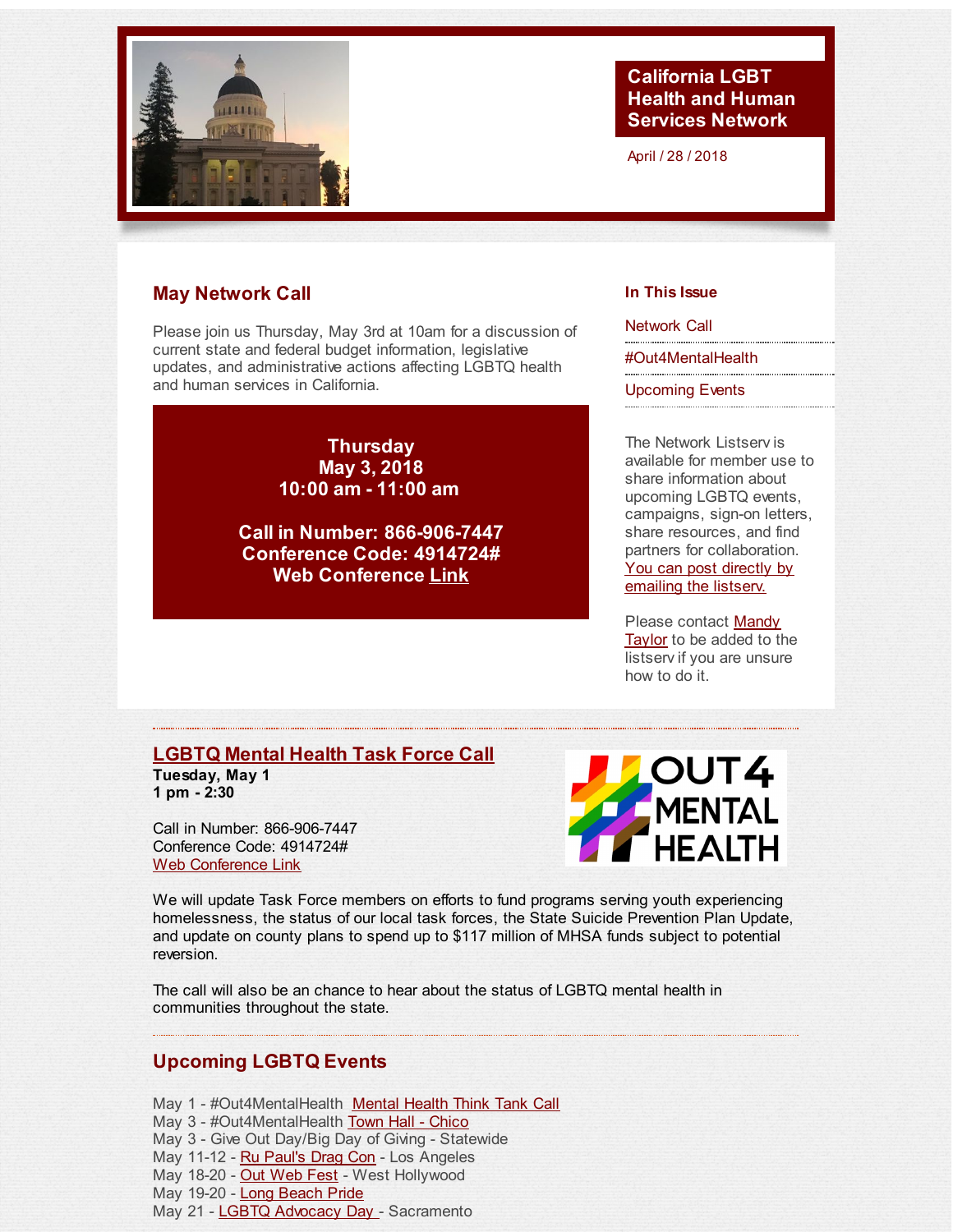# California LGBT Health and Human Services Network

April / 28 / 2018

## May Network Call

Please join us Thursday, May 3rd at 10am for a discussion of current state and federal budget information, legislative updates, and administrative actions affecting LGBTQ health and human services in California.

**Thursday**
**May 3, 2018**
**10:00 am - 11:00 am**

**Call in Number: 866-906-7447**
**Conference Code: 4914724#**
**Web Conference Link**

### In This Issue

- Network Call
- #Out4MentalHealth
- Upcoming Events

The Network Listserv is available for member use to share information about upcoming LGBTQ events, campaigns, sign-on letters, share resources, and find partners for collaboration. You can post directly by emailing the listserv.

Please contact Mandy Taylor to be added to the listserv if you are unsure how to do it.

## LGBTQ Mental Health Task Force Call

**Tuesday, May 1**
**1 pm - 2:30**

Call in Number: 866-906-7447
Conference Code: 4914724#
Web Conference Link

We will update Task Force members on efforts to fund programs serving youth experiencing homelessness, the status of our local task forces, the State Suicide Prevention Plan Update, and update on county plans to spend up to $117 million of MHSA funds subject to potential reversion.

The call will also be an chance to hear about the status of LGBTQ mental health in communities throughout the state.

## Upcoming LGBTQ Events

May 1 - #Out4MentalHealth Mental Health Think Tank Call
May 3 - #Out4MentalHealth Town Hall - Chico
May 3 - Give Out Day/Big Day of Giving - Statewide
May 11-12 - Ru Paul's Drag Con - Los Angeles
May 18-20 - Out Web Fest - West Hollywood
May 19-20 - Long Beach Pride
May 21 - LGBTQ Advocacy Day - Sacramento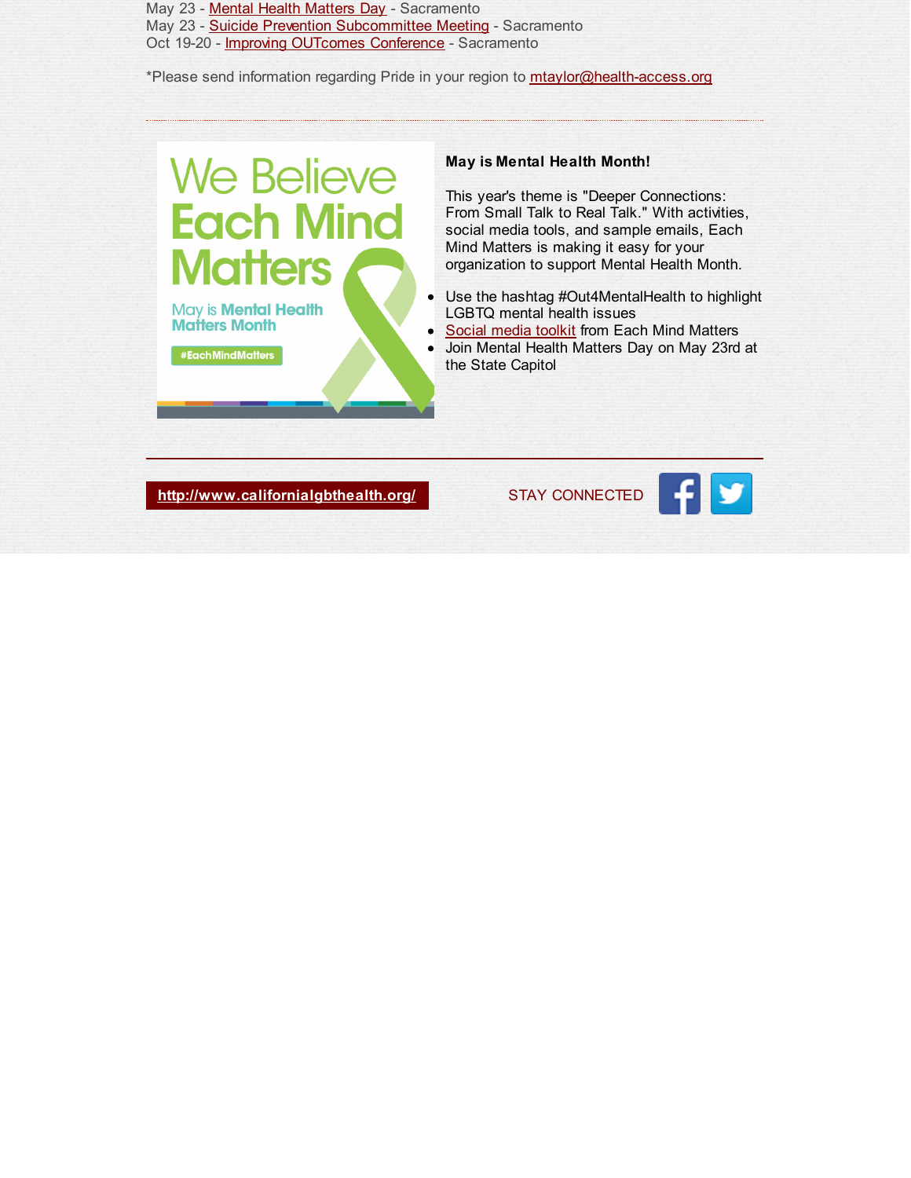May 23 - Mental Health Matters Day - Sacramento
May 23 - Suicide Prevention Subcommittee Meeting - Sacramento
Oct 19-20 - Improving OUTcomes Conference - Sacramento

*Please send information regarding Pride in your region to mtaylor@health-access.org

---

**May is Mental Health Month!**

This year's theme is "Deeper Connections: From Small Talk to Real Talk." With activities, social media tools, and sample emails, Each Mind Matters is making it easy for your organization to support Mental Health Month.

- Use the hashtag #Out4MentalHealth to highlight LGBTQ mental health issues
- Social media toolkit from Each Mind Matters
- Join Mental Health Matters Day on May 23rd at the State Capitol

---

**http://www.californialgbthealth.org/**

STAY CONNECTED